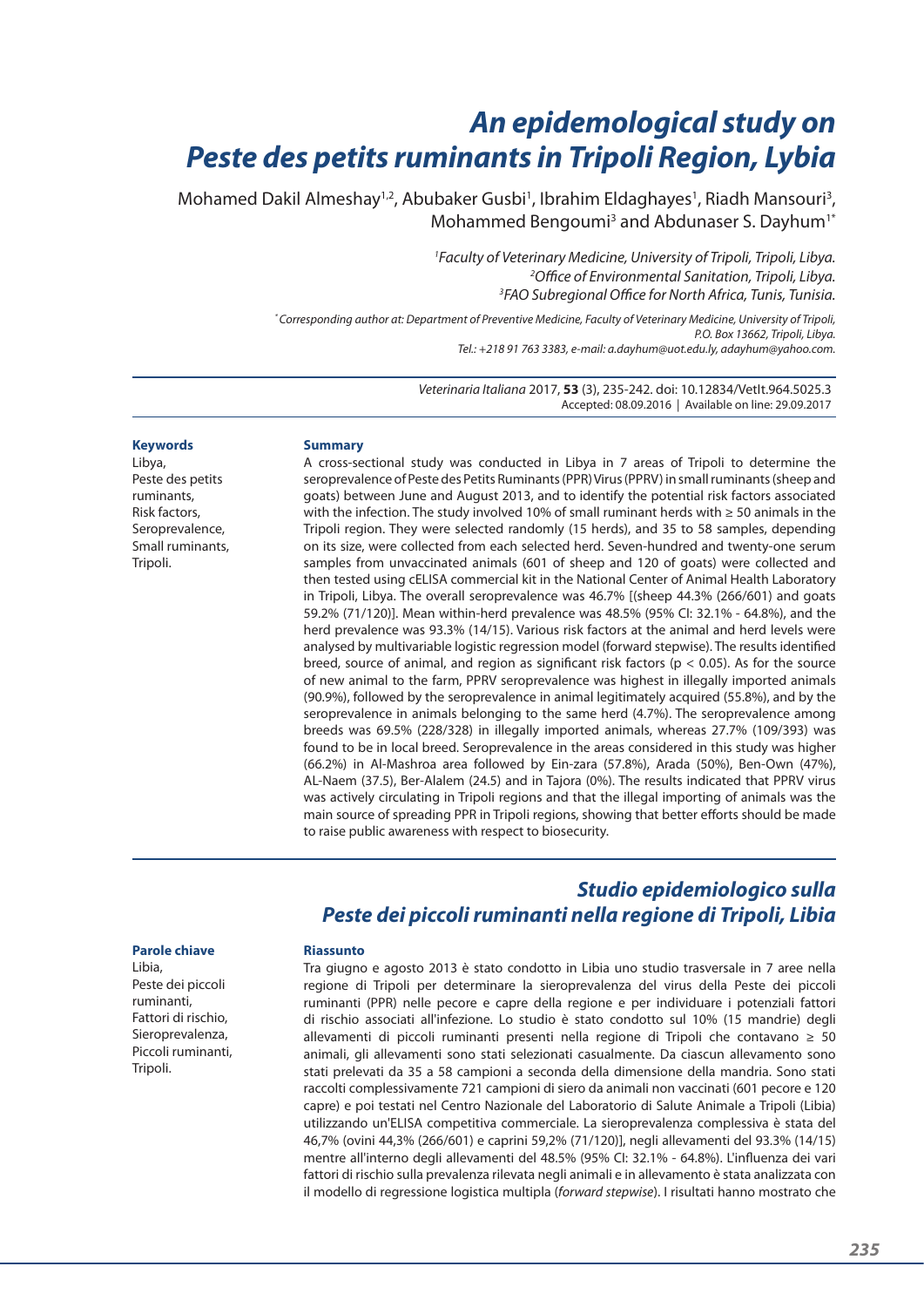# An epidemological study on Peste des petits ruminants in Tripoli Region, Lybia

Mohamed Dakil Almeshay[1,2], Abubaker Gusbi[1], Ibrahim Eldaghayes[1], Riadh Mansouri[3], Mohammed Bengoumi[3] and Abdunaser S. Dayhum[1*]

[1] *Faculty of Veterinary Medicine, University of Tripoli, Tripoli, Libya.*
[2] *Office of Environmental Sanitation, Tripoli, Libya.*
[3] *FAO Subregional Office for North Africa, Tunis, Tunisia.*

[*] *Corresponding author at: Department of Preventive Medicine, Faculty of Veterinary Medicine, University of Tripoli, P.O. Box 13662, Tripoli, Libya. Tel.: +218 91 763 3383, e-mail: a.dayhum@uot.edu.ly, adayhum@yahoo.com.*

*Veterinaria Italiana* 2017, **53** (3), 235-242. doi: 10.12834/VetIt.964.5025.3
Accepted: 08.09.2016 | Available on line: 29.09.2017

**Keywords**
Libya,
Peste des petits ruminants,
Risk factors,
Seroprevalence,
Small ruminants,
Tripoli.

**Summary**

A cross-sectional study was conducted in Libya in 7 areas of Tripoli to determine the seroprevalence of Peste des Petits Ruminants (PPR) Virus (PPRV) in small ruminants (sheep and goats) between June and August 2013, and to identify the potential risk factors associated with the infection. The study involved 10% of small ruminant herds with ≥ 50 animals in the Tripoli region. They were selected randomly (15 herds), and 35 to 58 samples, depending on its size, were collected from each selected herd. Seven-hundred and twenty-one serum samples from unvaccinated animals (601 of sheep and 120 of goats) were collected and then tested using cELISA commercial kit in the National Center of Animal Health Laboratory in Tripoli, Libya. The overall seroprevalence was 46.7% [(sheep 44.3% (266/601) and goats 59.2% (71/120)]. Mean within-herd prevalence was 48.5% (95% CI: 32.1% - 64.8%), and the herd prevalence was 93.3% (14/15). Various risk factors at the animal and herd levels were analysed by multivariable logistic regression model (forward stepwise). The results identified breed, source of animal, and region as significant risk factors ($p < 0.05$). As for the source of new animal to the farm, PPRV seroprevalence was highest in illegally imported animals (90.9%), followed by the seroprevalence in animal legitimately acquired (55.8%), and by the seroprevalence in animals belonging to the same herd (4.7%). The seroprevalence among breeds was 69.5% (228/328) in illegally imported animals, whereas 27.7% (109/393) was found to be in local breed. Seroprevalence in the areas considered in this study was higher (66.2%) in Al-Mashroa area followed by Ein-zara (57.8%), Arada (50%), Ben-Own (47%), AL-Naem (37.5), Ber-Alalem (24.5) and in Tajora (0%). The results indicated that PPRV virus was actively circulating in Tripoli regions and that the illegal importing of animals was the main source of spreading PPR in Tripoli regions, showing that better efforts should be made to raise public awareness with respect to biosecurity.

## Studio epidemiologico sulla Peste dei piccoli ruminanti nella regione di Tripoli, Libia

**Parole chiave**
Libia,
Peste dei piccoli ruminanti,
Fattori di rischio,
Sieroprevalenza,
Piccoli ruminanti,
Tripoli.

**Riassunto**

Tra giugno e agosto 2013 è stato condotto in Libya uno studio trasversale in 7 aree nella regione di Tripoli per determinare la sieroprevalenza del virus della Peste dei piccoli ruminanti (PPR) nelle pecore e capre della regione e per individuare i potenziali fattori di rischio associati all'infezione. Lo studio è stato condotto sul 10% (15 mandrie) degli allevamenti di piccoli ruminanti presenti nella regione di Tripoli che contavano ≥ 50 animali, gli allevamenti sono stati selezionati casualmente. Da ciascun allevamento sono stati prelevati da 35 a 58 campioni a seconda della dimensione della mandria. Sono stati raccolti complessivamente 721 campioni di siero da animali non vaccinati (601 pecore e 120 capre) e poi testati nel Centro Nazionale del Laboratorio di Salute Animale a Tripoli (Libia) utilizzando un'ELISA competitiva commerciale. La sieroprevalenza complessiva è stata del 46,7% (ovini 44,3% (266/601) e caprini 59,2% (71/120)], negli allevamenti del 93.3% (14/15) mentre all'interno degli allevamenti del 48.5% (95% CI: 32.1% - 64.8%). L'influenza dei vari fattori di rischio sulla prevalenza rilevata negli animali e in allevamento è stata analizzata con il modello di regressione logistica multipla (*forward stepwise*). I risultati hanno mostrato che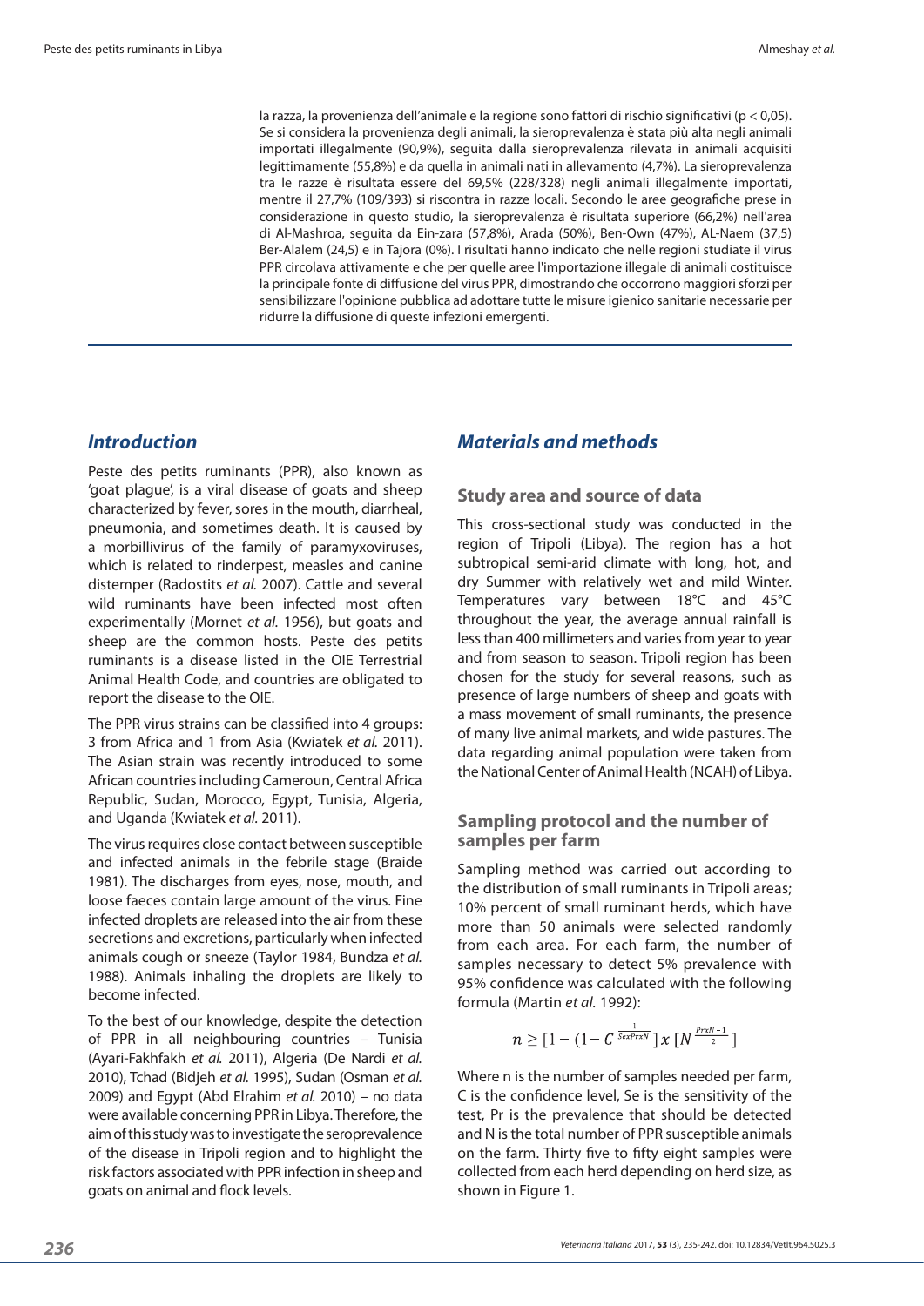la razza, la provenienza dell'animale e la regione sono fattori di rischio significativi (p < 0,05). Se si considera la provenienza degli animali, la sieroprevalenza è stata più alta negli animali importati illegalmente (90,9%), seguita dalla sieroprevalenza rilevata in animali acquisiti legittimamente (55,8%) e da quella in animali nati in allevamento (4,7%). La sieroprevalenza tra le razze è risultata essere del 69,5% (228/328) negli animali illegalmente importati, mentre il 27,7% (109/393) si riscontra in razze locali. Secondo le aree geografiche prese in considerazione in questo studio, la sieroprevalenza è risultata superiore (66,2%) nell'area di Al-Mashroa, seguita da Ein-zara (57,8%), Arada (50%), Ben-Own (47%), AL-Naem (37,5) Ber-Alalem (24,5) e in Tajora (0%). I risultati hanno indicato che nelle regioni studiate il virus PPR circolava attivamente e che per quelle aree l'importazione illegale di animali costituisce la principale fonte di diffusione del virus PPR, dimostrando che occorrono maggiori sforzi per sensibilizzare l'opinione pubblica ad adottare tutte le misure igienico sanitarie necessarie per ridurre la diffusione di queste infezioni emergenti.

## Introduction

Peste des petits ruminants (PPR), also known as 'goat plague', is a viral disease of goats and sheep characterized by fever, sores in the mouth, diarrheal, pneumonia, and sometimes death. It is caused by a morbillivirus of the family of paramyxoviruses, which is related to rinderpest, measles and canine distemper (Radostits *et al.* 2007). Cattle and several wild ruminants have been infected most often experimentally (Mornet *et al.* 1956), but goats and sheep are the common hosts. Peste des petits ruminants is a disease listed in the OIE Terrestrial Animal Health Code, and countries are obligated to report the disease to the OIE.

The PPR virus strains can be classified into 4 groups: 3 from Africa and 1 from Asia (Kwiatek *et al.* 2011). The Asian strain was recently introduced to some African countries including Cameroun, Central Africa Republic, Sudan, Morocco, Egypt, Tunisia, Algeria, and Uganda (Kwiatek *et al.* 2011).

The virus requires close contact between susceptible and infected animals in the febrile stage (Braide 1981). The discharges from eyes, nose, mouth, and loose faeces contain large amount of the virus. Fine infected droplets are released into the air from these secretions and excretions, particularly when infected animals cough or sneeze (Taylor 1984, Bundza *et al.* 1988). Animals inhaling the droplets are likely to become infected.

To the best of our knowledge, despite the detection of PPR in all neighbouring countries – Tunisia (Ayari-Fakhfakh *et al.* 2011), Algeria (De Nardi *et al.* 2010), Tchad (Bidjeh *et al.* 1995), Sudan (Osman *et al.* 2009) and Egypt (Abd Elrahim *et al.* 2010) – no data were available concerning PPR in Libya. Therefore, the aim of this study was to investigate the seroprevalence of the disease in Tripoli region and to highlight the risk factors associated with PPR infection in sheep and goats on animal and flock levels.

## Materials and methods

### Study area and source of data

This cross-sectional study was conducted in the region of Tripoli (Libya). The region has a hot subtropical semi-arid climate with long, hot, and dry Summer with relatively wet and mild Winter. Temperatures vary between 18°C and 45°C throughout the year, the average annual rainfall is less than 400 millimeters and varies from year to year and from season to season. Tripoli region has been chosen for the study for several reasons, such as presence of large numbers of sheep and goats with a mass movement of small ruminants, the presence of many live animal markets, and wide pastures. The data regarding animal population were taken from the National Center of Animal Health (NCAH) of Libya.

### Sampling protocol and the number of samples per farm

Sampling method was carried out according to the distribution of small ruminants in Tripoli areas; 10% percent of small ruminant herds, which have more than 50 animals were selected randomly from each area. For each farm, the number of samples necessary to detect 5% prevalence with 95% confidence was calculated with the following formula (Martin *et al.* 1992):

$$n \geq [1 - (1 - C^{\frac{1}{SexPrxN}}] x [N^{\frac{PrxN - 1}{2}}]$$

Where n is the number of samples needed per farm, C is the confidence level, Se is the sensitivity of the test, Pr is the prevalence that should be detected and N is the total number of PPR susceptible animals on the farm. Thirty five to fifty eight samples were collected from each herd depending on herd size, as shown in Figure 1.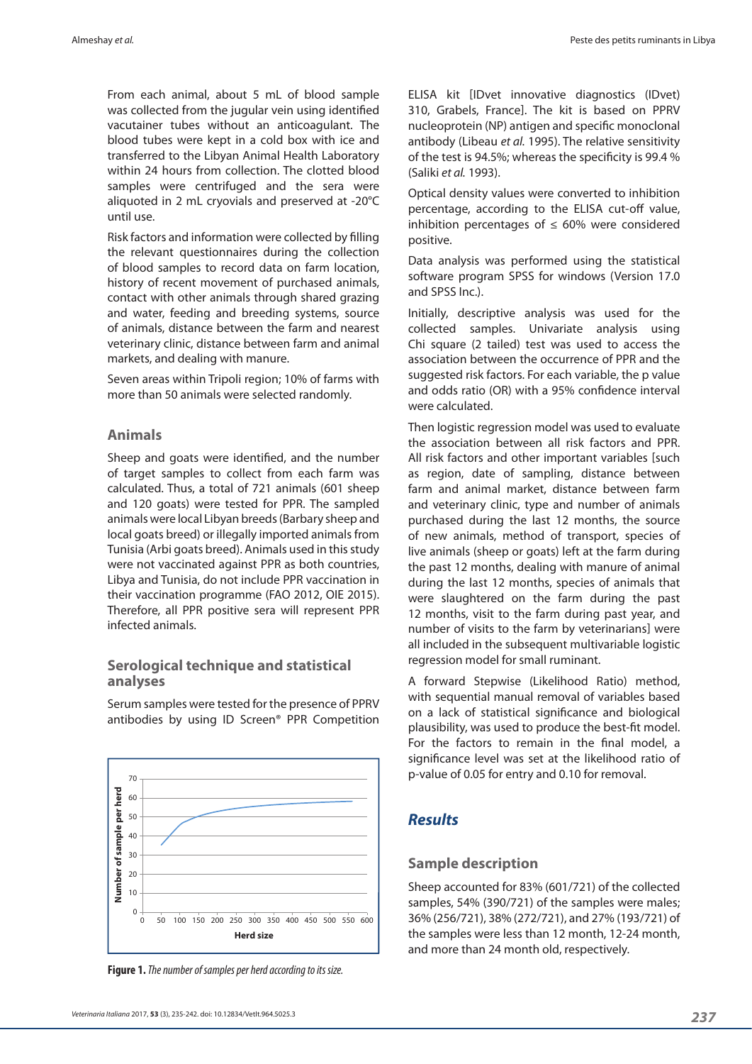From each animal, about 5 mL of blood sample was collected from the jugular vein using identified vacutainer tubes without an anticoagulant. The blood tubes were kept in a cold box with ice and transferred to the Libyan Animal Health Laboratory within 24 hours from collection. The clotted blood samples were centrifuged and the sera were aliquoted in 2 mL cryovials and preserved at -20°C until use.

Risk factors and information were collected by filling the relevant questionnaires during the collection of blood samples to record data on farm location, history of recent movement of purchased animals, contact with other animals through shared grazing and water, feeding and breeding systems, source of animals, distance between the farm and nearest veterinary clinic, distance between farm and animal markets, and dealing with manure.

Seven areas within Tripoli region; 10% of farms with more than 50 animals were selected randomly.

### Animals

Sheep and goats were identified, and the number of target samples to collect from each farm was calculated. Thus, a total of 721 animals (601 sheep and 120 goats) were tested for PPR. The sampled animals were local Libyan breeds (Barbary sheep and local goats breed) or illegally imported animals from Tunisia (Arbi goats breed). Animals used in this study were not vaccinated against PPR as both countries, Libya and Tunisia, do not include PPR vaccination in their vaccination programme (FAO 2012, OIE 2015). Therefore, all PPR positive sera will represent PPR infected animals.

### Serological technique and statistical analyses

Serum samples were tested for the presence of PPRV antibodies by using ID Screen® PPR Competition ELISA kit [IDvet innovative diagnostics (IDvet) 310, Grabels, France]. The kit is based on PPRV nucleoprotein (NP) antigen and specific monoclonal antibody (Libeau *et al.* 1995). The relative sensitivity of the test is 94.5%; whereas the specificity is 99.4 % (Saliki *et al.* 1993).

Optical density values were converted to inhibition percentage, according to the ELISA cut-off value, inhibition percentages of ≤ 60% were considered positive.

Data analysis was performed using the statistical software program SPSS for windows (Version 17.0 and SPSS Inc.).

Initially, descriptive analysis was used for the collected samples. Univariate analysis using Chi square (2 tailed) test was used to access the association between the occurrence of PPR and the suggested risk factors. For each variable, the p value and odds ratio (OR) with a 95% confidence interval were calculated.

Then logistic regression model was used to evaluate the association between all risk factors and PPR. All risk factors and other important variables [such as region, date of sampling, distance between farm and animal market, distance between farm and veterinary clinic, type and number of animals purchased during the last 12 months, the source of new animals, method of transport, species of live animals (sheep or goats) left at the farm during the past 12 months, dealing with manure of animal during the last 12 months, species of animals that were slaughtered on the farm during the past 12 months, visit to the farm during past year, and number of visits to the farm by veterinarians] were all included in the subsequent multivariable logistic regression model for small ruminant.

A forward Stepwise (Likelihood Ratio) method, with sequential manual removal of variables based on a lack of statistical significance and biological plausibility, was used to produce the best-fit model. For the factors to remain in the final model, a significance level was set at the likelihood ratio of p-value of 0.05 for entry and 0.10 for removal.

**Figure 1.** *The number of samples per herd according to its size.*

## Results

### Sample description

Sheep accounted for 83% (601/721) of the collected samples, 54% (390/721) of the samples were males; 36% (256/721), 38% (272/721), and 27% (193/721) of the samples were less than 12 month, 12-24 month, and more than 24 month old, respectively.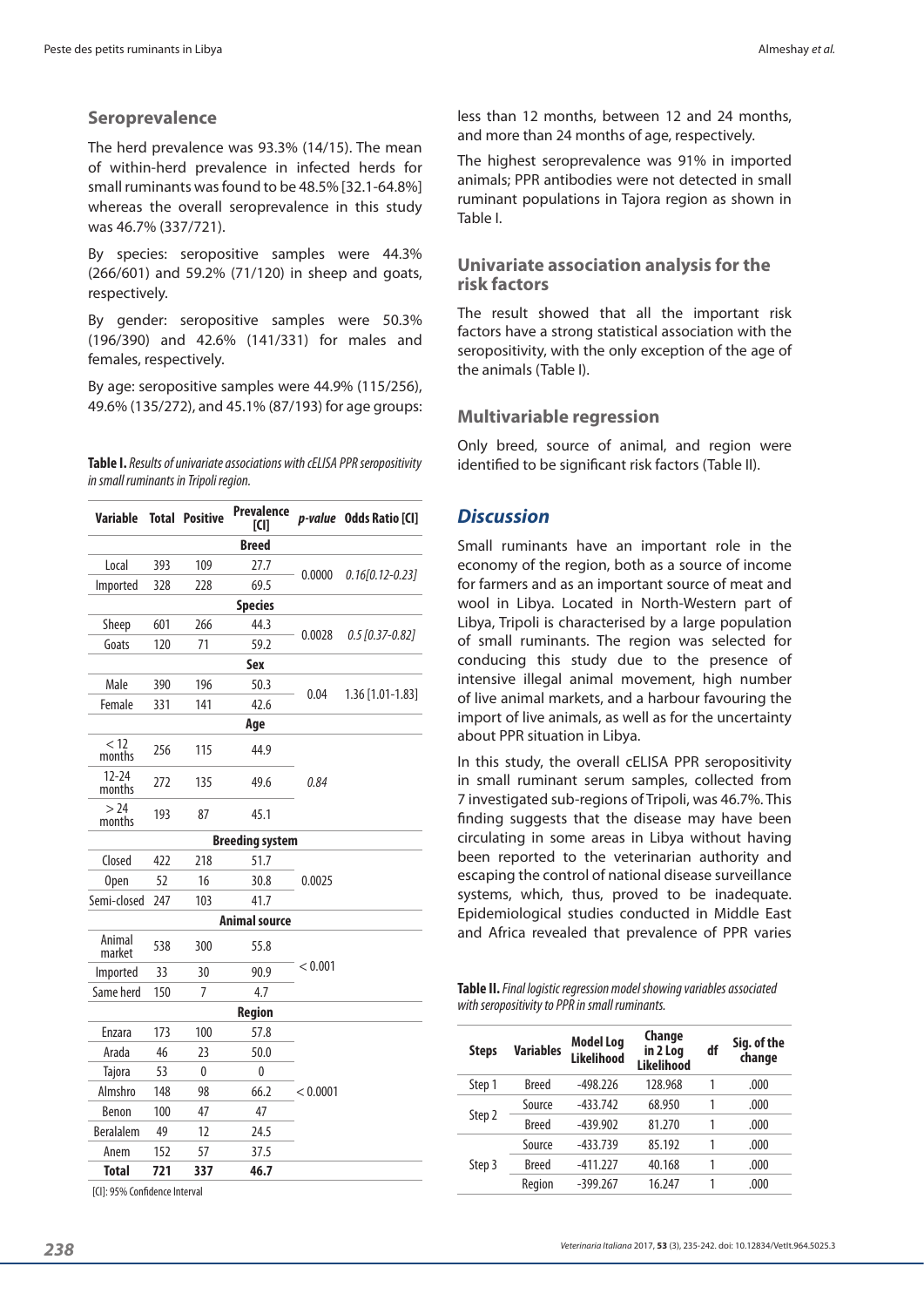### Seroprevalence

The herd prevalence was 93.3% (14/15). The mean of within-herd prevalence in infected herds for small ruminants was found to be 48.5% [32.1-64.8%] whereas the overall seroprevalence in this study was 46.7% (337/721).

By species: seropositive samples were 44.3% (266/601) and 59.2% (71/120) in sheep and goats, respectively.

By gender: seropositive samples were 50.3% (196/390) and 42.6% (141/331) for males and females, respectively.

By age: seropositive samples were 44.9% (115/256), 49.6% (135/272), and 45.1% (87/193) for age groups: less than 12 months, between 12 and 24 months, and more than 24 months of age, respectively.

**Table I.** *Results of univariate associations with cELISA PPR seropositivity in small ruminants in Tripoli region.*

| Variable | Total | Positive | Prevalence [CI] | *p-value* | Odds Ratio [CI] |
|---|---|---|---|---|---|
| | | | **Breed** | | |
| Local | 393 | 109 | 27.7 | 0.0000 | *0.16[0.12-0.23]* |
| Imported | 328 | 228 | 69.5 | | |
| | | | **Species** | | |
| Sheep | 601 | 266 | 44.3 | 0.0028 | *0.5 [0.37-0.82]* |
| Goats | 120 | 71 | 59.2 | | |
| | | | **Sex** | | |
| Male | 390 | 196 | 50.3 | 0.04 | 1.36 [1.01-1.83] |
| Female | 331 | 141 | 42.6 | | |
| | | | **Age** | | |
| < 12 months | 256 | 115 | 44.9 | *0.84* | |
| 12-24 months | 272 | 135 | 49.6 | | |
| > 24 months | 193 | 87 | 45.1 | | |
| | | | **Breeding system** | | |
| Closed | 422 | 218 | 51.7 | 0.0025 | |
| Open | 52 | 16 | 30.8 | | |
| Semi-closed | 247 | 103 | 41.7 | | |
| | | | **Animal source** | | |
| Animal market | 538 | 300 | 55.8 | < 0.001 | |
| Imported | 33 | 30 | 90.9 | | |
| Same herd | 150 | 7 | 4.7 | | |
| | | | **Region** | | |
| Enzara | 173 | 100 | 57.8 | < 0.0001 | |
| Arada | 46 | 23 | 50.0 | | |
| Tajora | 53 | 0 | 0 | | |
| Almshro | 148 | 98 | 66.2 | | |
| Benon | 100 | 47 | 47 | | |
| Beralalem | 49 | 12 | 24.5 | | |
| Anem | 152 | 57 | 37.5 | | |
| **Total** | **721** | **337** | **46.7** | | |

[CI]: 95% Confidence Interval

The highest seroprevalence was 91% in imported animals; PPR antibodies were not detected in small ruminant populations in Tajora region as shown in Table I.

### Univariate association analysis for the risk factors

The result showed that all the important risk factors have a strong statistical association with the seropositivity, with the only exception of the age of the animals (Table I).

### Multivariable regression

Only breed, source of animal, and region were identified to be significant risk factors (Table II).

## *Discussion*

Small ruminants have an important role in the economy of the region, both as a source of income for farmers and as an important source of meat and wool in Libya. Located in North-Western part of Libya, Tripoli is characterised by a large population of small ruminants. The region was selected for conducing this study due to the presence of intensive illegal animal movement, high number of live animal markets, and a harbour favouring the import of live animals, as well as for the uncertainty about PPR situation in Libya.

In this study, the overall cELISA PPR seropositivity in small ruminant serum samples, collected from 7 investigated sub-regions of Tripoli, was 46.7%. This finding suggests that the disease may have been circulating in some areas in Libya without having been reported to the veterinarian authority and escaping the control of national disease surveillance systems, which, thus, proved to be inadequate. Epidemiological studies conducted in Middle East and Africa revealed that prevalence of PPR varies

**Table II.** *Final logistic regression model showing variables associated with seropositivity to PPR in small ruminants.*

| Steps | Variables | Model Log Likelihood | Change in 2 Log Likelihood | df | Sig. of the change |
|---|---|---|---|---|---|
| Step 1 | Breed | -498.226 | 128.968 | 1 | .000 |
| Step 2 | Source | -433.742 | 68.950 | 1 | .000 |
| | Breed | -439.902 | 81.270 | 1 | .000 |
| Step 3 | Source | -433.739 | 85.192 | 1 | .000 |
| | Breed | -411.227 | 40.168 | 1 | .000 |
| | Region | -399.267 | 16.247 | 1 | .000 |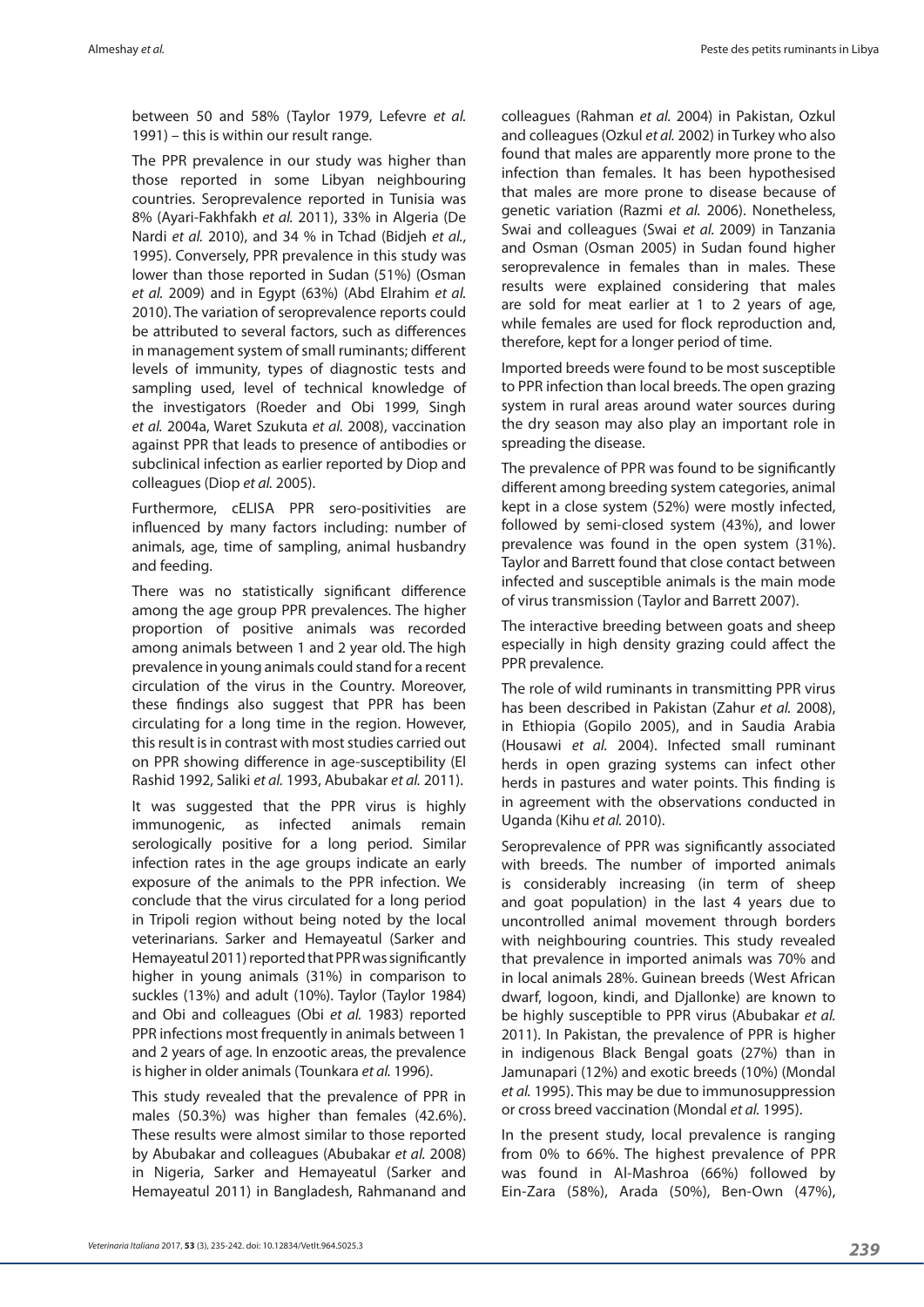between 50 and 58% (Taylor 1979, Lefevre *et al.* 1991) – this is within our result range.

The PPR prevalence in our study was higher than those reported in some Libyan neighbouring countries. Seroprevalence reported in Tunisia was 8% (Ayari-Fakhfakh *et al.* 2011), 33% in Algeria (De Nardi *et al.* 2010), and 34 % in Tchad (Bidjeh *et al.*, 1995). Conversely, PPR prevalence in this study was lower than those reported in Sudan (51%) (Osman *et al.* 2009) and in Egypt (63%) (Abd Elrahim *et al.* 2010). The variation of seroprevalence reports could be attributed to several factors, such as differences in management system of small ruminants; different levels of immunity, types of diagnostic tests and sampling used, level of technical knowledge of the investigators (Roeder and Obi 1999, Singh *et al.* 2004a, Waret Szukuta *et al.* 2008), vaccination against PPR that leads to presence of antibodies or subclinical infection as earlier reported by Diop and colleagues (Diop *et al.* 2005).

Furthermore, cELISA PPR sero-positivities are influenced by many factors including: number of animals, age, time of sampling, animal husbandry and feeding.

There was no statistically significant difference among the age group PPR prevalences. The higher proportion of positive animals was recorded among animals between 1 and 2 year old. The high prevalence in young animals could stand for a recent circulation of the virus in the Country. Moreover, these findings also suggest that PPR has been circulating for a long time in the region. However, this result is in contrast with most studies carried out on PPR showing difference in age-susceptibility (El Rashid 1992, Saliki *et al.* 1993, Abubakar *et al.* 2011).

It was suggested that the PPR virus is highly immunogenic, as infected animals remain serologically positive for a long period. Similar infection rates in the age groups indicate an early exposure of the animals to the PPR infection. We conclude that the virus circulated for a long period in Tripoli region without being noted by the local veterinarians. Sarker and Hemayeatul (Sarker and Hemayeatul 2011) reported that PPR was significantly higher in young animals (31%) in comparison to suckles (13%) and adult (10%). Taylor (Taylor 1984) and Obi and colleagues (Obi *et al.* 1983) reported PPR infections most frequently in animals between 1 and 2 years of age. In enzootic areas, the prevalence is higher in older animals (Tounkara *et al.* 1996).

This study revealed that the prevalence of PPR in males (50.3%) was higher than females (42.6%). These results were almost similar to those reported by Abubakar and colleagues (Abubakar *et al.* 2008) in Nigeria, Sarker and Hemayeatul (Sarker and Hemayeatul 2011) in Bangladesh, Rahmanand and colleagues (Rahman *et al.* 2004) in Pakistan, Ozkul and colleagues (Ozkul *et al.* 2002) in Turkey who also found that males are apparently more prone to the infection than females. It has been hypothesised that males are more prone to disease because of genetic variation (Razmi *et al.* 2006). Nonetheless, Swai and colleagues (Swai *et al.* 2009) in Tanzania and Osman (Osman 2005) in Sudan found higher seroprevalence in females than in males. These results were explained considering that males are sold for meat earlier at 1 to 2 years of age, while females are used for flock reproduction and, therefore, kept for a longer period of time.

Imported breeds were found to be most susceptible to PPR infection than local breeds. The open grazing system in rural areas around water sources during the dry season may also play an important role in spreading the disease.

The prevalence of PPR was found to be significantly different among breeding system categories, animal kept in a close system (52%) were mostly infected, followed by semi-closed system (43%), and lower prevalence was found in the open system (31%). Taylor and Barrett found that close contact between infected and susceptible animals is the main mode of virus transmission (Taylor and Barrett 2007).

The interactive breeding between goats and sheep especially in high density grazing could affect the PPR prevalence.

The role of wild ruminants in transmitting PPR virus has been described in Pakistan (Zahur *et al.* 2008), in Ethiopia (Gopilo 2005), and in Saudia Arabia (Housawi *et al.* 2004). Infected small ruminant herds in open grazing systems can infect other herds in pastures and water points. This finding is in agreement with the observations conducted in Uganda (Kihu *et al.* 2010).

Seroprevalence of PPR was significantly associated with breeds. The number of imported animals is considerably increasing (in term of sheep and goat population) in the last 4 years due to uncontrolled animal movement through borders with neighbouring countries. This study revealed that prevalence in imported animals was 70% and in local animals 28%. Guinean breeds (West African dwarf, logoon, kindi, and Djallonke) are known to be highly susceptible to PPR virus (Abubakar *et al.* 2011). In Pakistan, the prevalence of PPR is higher in indigenous Black Bengal goats (27%) than in Jamunapari (12%) and exotic breeds (10%) (Mondal *et al.* 1995). This may be due to immunosuppression or cross breed vaccination (Mondal *et al.* 1995).

In the present study, local prevalence is ranging from 0% to 66%. The highest prevalence of PPR was found in Al-Mashroa (66%) followed by Ein-Zara (58%), Arada (50%), Ben-Own (47%),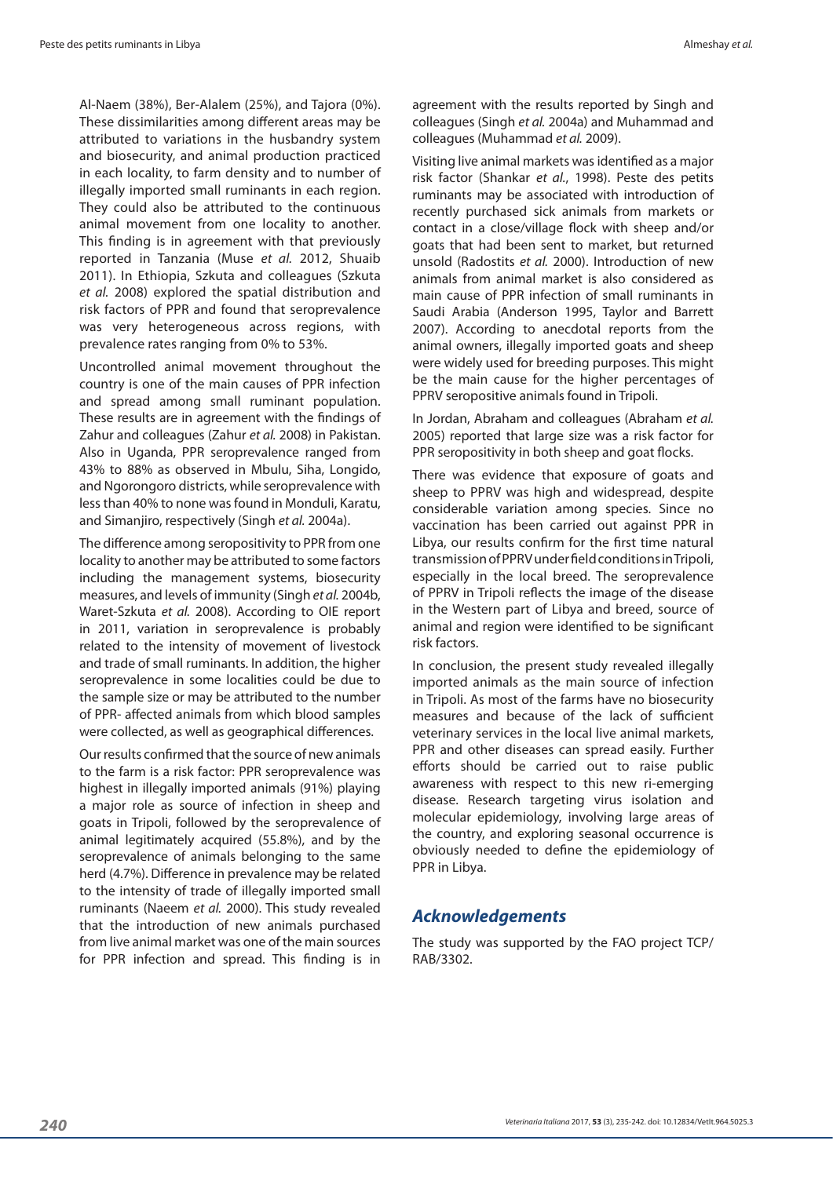Al-Naem (38%), Ber-Alalem (25%), and Tajora (0%). These dissimilarities among different areas may be attributed to variations in the husbandry system and biosecurity, and animal production practiced in each locality, to farm density and to number of illegally imported small ruminants in each region. They could also be attributed to the continuous animal movement from one locality to another. This finding is in agreement with that previously reported in Tanzania (Muse *et al.* 2012, Shuaib 2011). In Ethiopia, Szkuta and colleagues (Szkuta *et al.* 2008) explored the spatial distribution and risk factors of PPR and found that seroprevalence was very heterogeneous across regions, with prevalence rates ranging from 0% to 53%.

Uncontrolled animal movement throughout the country is one of the main causes of PPR infection and spread among small ruminant population. These results are in agreement with the findings of Zahur and colleagues (Zahur *et al.* 2008) in Pakistan. Also in Uganda, PPR seroprevalence ranged from 43% to 88% as observed in Mbulu, Siha, Longido, and Ngorongoro districts, while seroprevalence with less than 40% to none was found in Monduli, Karatu, and Simanjiro, respectively (Singh *et al.* 2004a).

The difference among seropositivity to PPR from one locality to another may be attributed to some factors including the management systems, biosecurity measures, and levels of immunity (Singh *et al.* 2004b, Waret-Szkuta *et al.* 2008). According to OIE report in 2011, variation in seroprevalence is probably related to the intensity of movement of livestock and trade of small ruminants. In addition, the higher seroprevalence in some localities could be due to the sample size or may be attributed to the number of PPR- affected animals from which blood samples were collected, as well as geographical differences.

Our results confirmed that the source of new animals to the farm is a risk factor: PPR seroprevalence was highest in illegally imported animals (91%) playing a major role as source of infection in sheep and goats in Tripoli, followed by the seroprevalence of animal legitimately acquired (55.8%), and by the seroprevalence of animals belonging to the same herd (4.7%). Difference in prevalence may be related to the intensity of trade of illegally imported small ruminants (Naeem *et al.* 2000). This study revealed that the introduction of new animals purchased from live animal market was one of the main sources for PPR infection and spread. This finding is in agreement with the results reported by Singh and colleagues (Singh *et al.* 2004a) and Muhammad and colleagues (Muhammad *et al.* 2009).

Visiting live animal markets was identified as a major risk factor (Shankar *et al.*, 1998). Peste des petits ruminants may be associated with introduction of recently purchased sick animals from markets or contact in a close/village flock with sheep and/or goats that had been sent to market, but returned unsold (Radostits *et al.* 2000). Introduction of new animals from animal market is also considered as main cause of PPR infection of small ruminants in Saudi Arabia (Anderson 1995, Taylor and Barrett 2007). According to anecdotal reports from the animal owners, illegally imported goats and sheep were widely used for breeding purposes. This might be the main cause for the higher percentages of PPRV seropositive animals found in Tripoli.

In Jordan, Abraham and colleagues (Abraham *et al.* 2005) reported that large size was a risk factor for PPR seropositivity in both sheep and goat flocks.

There was evidence that exposure of goats and sheep to PPRV was high and widespread, despite considerable variation among species. Since no vaccination has been carried out against PPR in Libya, our results confirm for the first time natural transmission of PPRV under field conditions in Tripoli, especially in the local breed. The seroprevalence of PPRV in Tripoli reflects the image of the disease in the Western part of Libya and breed, source of animal and region were identified to be significant risk factors.

In conclusion, the present study revealed illegally imported animals as the main source of infection in Tripoli. As most of the farms have no biosecurity measures and because of the lack of sufficient veterinary services in the local live animal markets, PPR and other diseases can spread easily. Further efforts should be carried out to raise public awareness with respect to this new ri-emerging disease. Research targeting virus isolation and molecular epidemiology, involving large areas of the country, and exploring seasonal occurrence is obviously needed to define the epidemiology of PPR in Libya.

## Acknowledgements

The study was supported by the FAO project TCP/RAB/3302.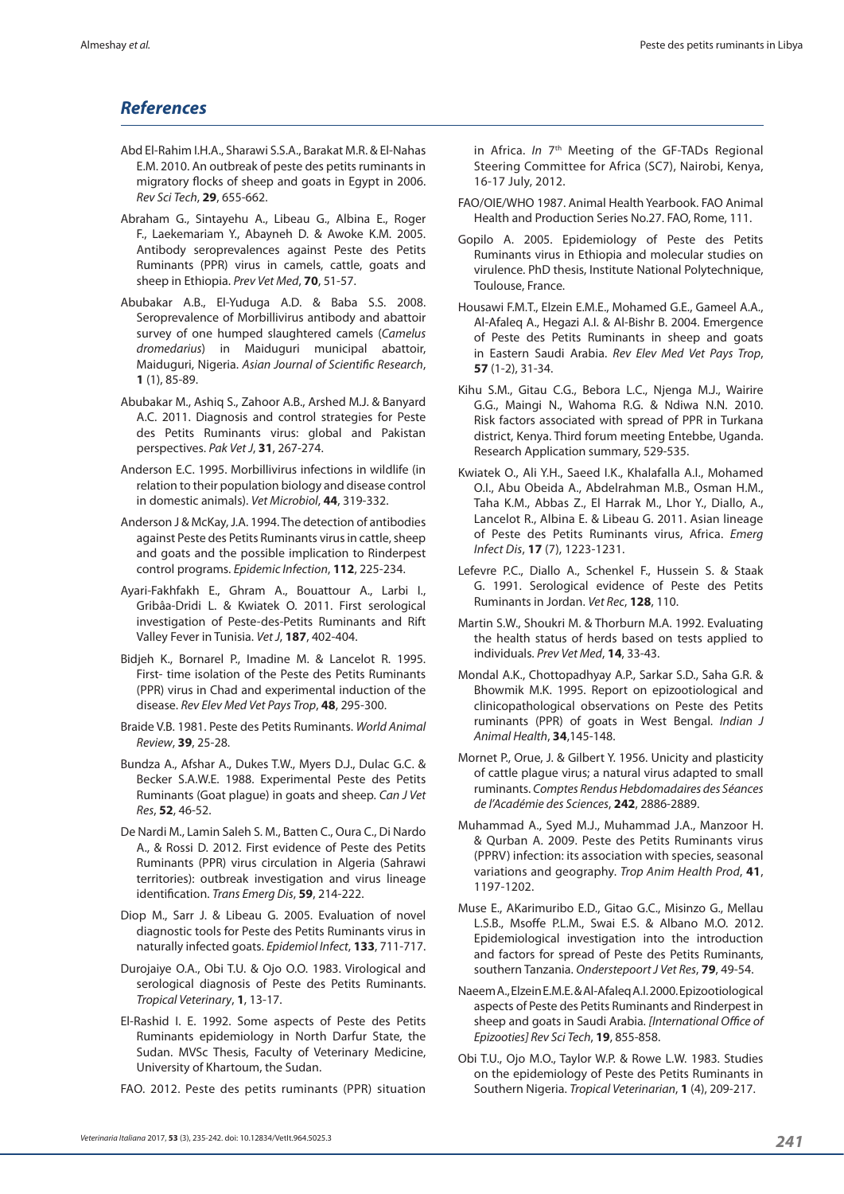## References

Abd El-Rahim I.H.A., Sharawi S.S.A., Barakat M.R. & El-Nahas E.M. 2010. An outbreak of peste des petits ruminants in migratory flocks of sheep and goats in Egypt in 2006. *Rev Sci Tech*, **29**, 655-662.

Abraham G., Sintayehu A., Libeau G., Albina E., Roger F., Laekemariam Y., Abayneh D. & Awoke K.M. 2005. Antibody seroprevalences against Peste des Petits Ruminants (PPR) virus in camels, cattle, goats and sheep in Ethiopia. *Prev Vet Med*, **70**, 51-57.

Abubakar A.B., El-Yuduga A.D. & Baba S.S. 2008. Seroprevalence of Morbillivirus antibody and abattoir survey of one humped slaughtered camels (*Camelus dromedarius*) in Maiduguri municipal abattoir, Maiduguri, Nigeria. *Asian Journal of Scientific Research*, **1** (1), 85-89.

Abubakar M., Ashiq S., Zahoor A.B., Arshed M.J. & Banyard A.C. 2011. Diagnosis and control strategies for Peste des Petits Ruminants virus: global and Pakistan perspectives. *Pak Vet J*, **31**, 267-274.

Anderson E.C. 1995. Morbillivirus infections in wildlife (in relation to their population biology and disease control in domestic animals). *Vet Microbiol*, **44**, 319-332.

Anderson J & McKay, J.A. 1994. The detection of antibodies against Peste des Petits Ruminants virus in cattle, sheep and goats and the possible implication to Rinderpest control programs. *Epidemic Infection*, **112**, 225-234.

Ayari-Fakhfakh E., Ghram A., Bouattour A., Larbi I., Gribâa-Dridi L. & Kwiatek O. 2011. First serological investigation of Peste-des-Petits Ruminants and Rift Valley Fever in Tunisia. *Vet J*, **187**, 402-404.

Bidjeh K., Bornarel P., Imadine M. & Lancelot R. 1995. First- time isolation of the Peste des Petits Ruminants (PPR) virus in Chad and experimental induction of the disease. *Rev Elev Med Vet Pays Trop*, **48**, 295-300.

Braide V.B. 1981. Peste des Petits Ruminants. *World Animal Review*, **39**, 25-28.

Bundza A., Afshar A., Dukes T.W., Myers D.J., Dulac G.C. & Becker S.A.W.E. 1988. Experimental Peste des Petits Ruminants (Goat plague) in goats and sheep. *Can J Vet Res*, **52**, 46-52.

De Nardi M., Lamin Saleh S. M., Batten C., Oura C., Di Nardo A., & Rossi D. 2012. First evidence of Peste des Petits Ruminants (PPR) virus circulation in Algeria (Sahrawi territories): outbreak investigation and virus lineage identification. *Trans Emerg Dis*, **59**, 214-222.

Diop M., Sarr J. & Libeau G. 2005. Evaluation of novel diagnostic tools for Peste des Petits Ruminants virus in naturally infected goats. *Epidemiol Infect*, **133**, 711-717.

Durojaiye O.A., Obi T.U. & Ojo O.O. 1983. Virological and serological diagnosis of Peste des Petits Ruminants. *Tropical Veterinary*, **1**, 13-17.

El-Rashid I. E. 1992. Some aspects of Peste des Petits Ruminants epidemiology in North Darfur State, the Sudan. MVSc Thesis, Faculty of Veterinary Medicine, University of Khartoum, the Sudan.

FAO. 2012. Peste des petits ruminants (PPR) situation in Africa. *In* 7th Meeting of the GF-TADs Regional Steering Committee for Africa (SC7), Nairobi, Kenya, 16-17 July, 2012.

FAO/OIE/WHO 1987. Animal Health Yearbook. FAO Animal Health and Production Series No.27. FAO, Rome, 111.

Gopilo A. 2005. Epidemiology of Peste des Petits Ruminants virus in Ethiopia and molecular studies on virulence. PhD thesis, Institute National Polytechnique, Toulouse, France.

Housawi F.M.T., Elzein E.M.E., Mohamed G.E., Gameel A.A., Al-Afaleq A., Hegazi A.I. & Al-Bishr B. 2004. Emergence of Peste des Petits Ruminants in sheep and goats in Eastern Saudi Arabia. *Rev Elev Med Vet Pays Trop*, **57** (1-2), 31-34.

Kihu S.M., Gitau C.G., Bebora L.C., Njenga M.J., Wairire G.G., Maingi N., Wahoma R.G. & Ndiwa N.N. 2010. Risk factors associated with spread of PPR in Turkana district, Kenya. Third forum meeting Entebbe, Uganda. Research Application summary, 529-535.

Kwiatek O., Ali Y.H., Saeed I.K., Khalafalla A.I., Mohamed O.I., Abu Obeida A., Abdelrahman M.B., Osman H.M., Taha K.M., Abbas Z., El Harrak M., Lhor Y., Diallo, A., Lancelot R., Albina E. & Libeau G. 2011. Asian lineage of Peste des Petits Ruminants virus, Africa. *Emerg Infect Dis*, **17** (7), 1223-1231.

Lefevre P.C., Diallo A., Schenkel F., Hussein S. & Staak G. 1991. Serological evidence of Peste des Petits Ruminants in Jordan. *Vet Rec*, **128**, 110.

Martin S.W., Shoukri M. & Thorburn M.A. 1992. Evaluating the health status of herds based on tests applied to individuals. *Prev Vet Med*, **14**, 33-43.

Mondal A.K., Chottopadhyay A.P., Sarkar S.D., Saha G.R. & Bhowmik M.K. 1995. Report on epizootiological and clinicopathological observations on Peste des Petits ruminants (PPR) of goats in West Bengal. *Indian J Animal Health*, **34**,145-148.

Mornet P., Orue, J. & Gilbert Y. 1956. Unicity and plasticity of cattle plague virus; a natural virus adapted to small ruminants. *Comptes Rendus Hebdomadaires des Séances de l'Académie des Sciences*, **242**, 2886-2889.

Muhammad A., Syed M.J., Muhammad J.A., Manzoor H. & Qurban A. 2009. Peste des Petits Ruminants virus (PPRV) infection: its association with species, seasonal variations and geography. *Trop Anim Health Prod*, **41**, 1197-1202.

Muse E., AKarimuribo E.D., Gitao G.C., Misinzo G., Mellau L.S.B., Msoffe P.L.M., Swai E.S. & Albano M.O. 2012. Epidemiological investigation into the introduction and factors for spread of Peste des Petits Ruminants, southern Tanzania. *Onderstepoort J Vet Res*, **79**, 49-54.

Naeem A., Elzein E.M.E. & Al-Afaleq A.I. 2000. Epizootiological aspects of Peste des Petits Ruminants and Rinderpest in sheep and goats in Saudi Arabia. *[International Office of Epizooties] Rev Sci Tech*, **19**, 855-858.

Obi T.U., Ojo M.O., Taylor W.P. & Rowe L.W. 1983. Studies on the epidemiology of Peste des Petits Ruminants in Southern Nigeria. *Tropical Veterinarian*, **1** (4), 209-217.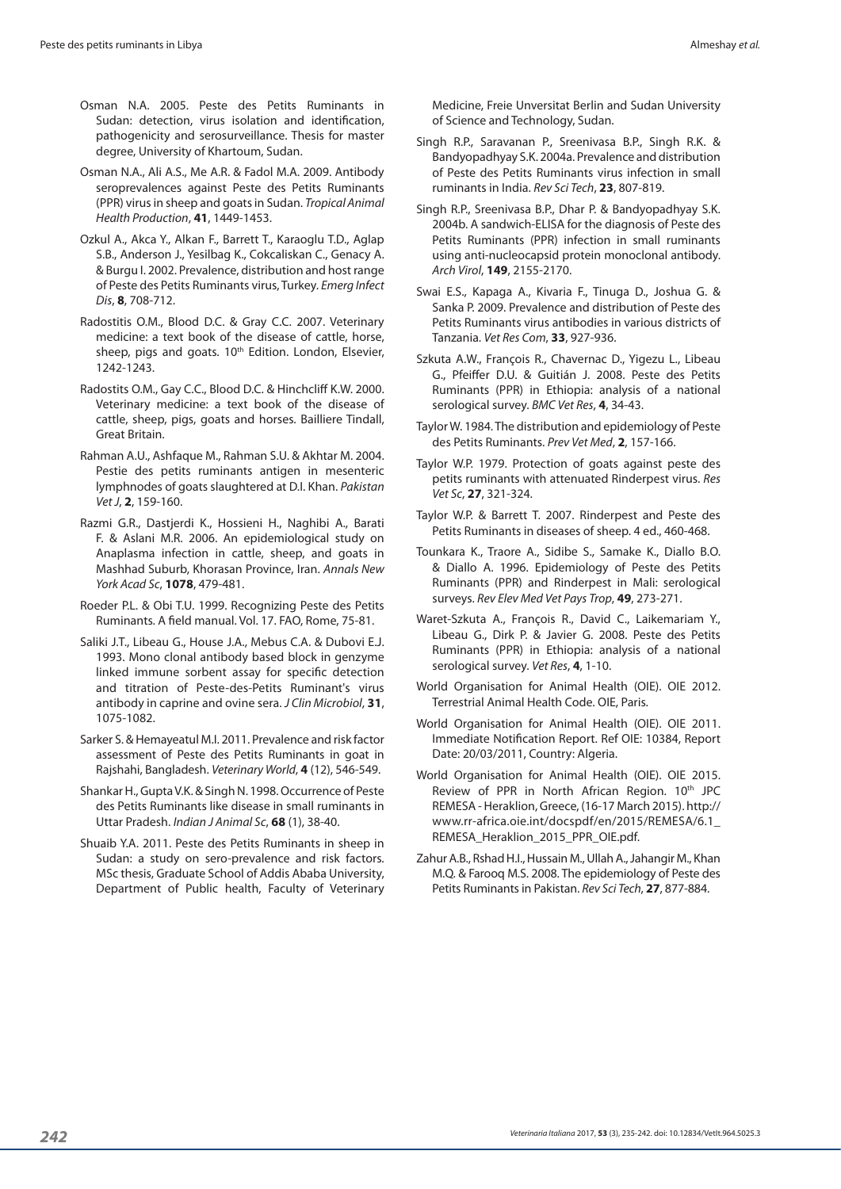Osman N.A. 2005. Peste des Petits Ruminants in Sudan: detection, virus isolation and identification, pathogenicity and serosurveillance. Thesis for master degree, University of Khartoum, Sudan.

Osman N.A., Ali A.S., Me A.R. & Fadol M.A. 2009. Antibody seroprevalences against Peste des Petits Ruminants (PPR) virus in sheep and goats in Sudan. *Tropical Animal Health Production*, **41**, 1449-1453.

Ozkul A., Akca Y., Alkan F., Barrett T., Karaoglu T.D., Aglap S.B., Anderson J., Yesilbag K., Cokcaliskan C., Genacy A. & Burgu I. 2002. Prevalence, distribution and host range of Peste des Petits Ruminants virus, Turkey. *Emerg Infect Dis*, **8**, 708-712.

Radostitis O.M., Blood D.C. & Gray C.C. 2007. Veterinary medicine: a text book of the disease of cattle, horse, sheep, pigs and goats. 10th Edition. London, Elsevier, 1242-1243.

Radostits O.M., Gay C.C., Blood D.C. & Hinchcliff K.W. 2000. Veterinary medicine: a text book of the disease of cattle, sheep, pigs, goats and horses. Bailliere Tindall, Great Britain.

Rahman A.U., Ashfaque M., Rahman S.U. & Akhtar M. 2004. Pestie des petits ruminants antigen in mesenteric lymphnodes of goats slaughtered at D.I. Khan. *Pakistan Vet J*, **2**, 159-160.

Razmi G.R., Dastjerdi K., Hossieni H., Naghibi A., Barati F. & Aslani M.R. 2006. An epidemiological study on Anaplasma infection in cattle, sheep, and goats in Mashhad Suburb, Khorasan Province, Iran. *Annals New York Acad Sc*, **1078**, 479-481.

Roeder P.L. & Obi T.U. 1999. Recognizing Peste des Petits Ruminants. A field manual. Vol. 17. FAO, Rome, 75-81.

Saliki J.T., Libeau G., House J.A., Mebus C.A. & Dubovi E.J. 1993. Mono clonal antibody based block in genzyme linked immune sorbent assay for specific detection and titration of Peste-des-Petits Ruminant's virus antibody in caprine and ovine sera. *J Clin Microbiol*, **31**, 1075-1082.

Sarker S. & Hemayeatul M.I. 2011. Prevalence and risk factor assessment of Peste des Petits Ruminants in goat in Rajshahi, Bangladesh. *Veterinary World*, **4** (12), 546-549.

Shankar H., Gupta V.K. & Singh N. 1998. Occurrence of Peste des Petits Ruminants like disease in small ruminants in Uttar Pradesh. *Indian J Animal Sc*, **68** (1), 38-40.

Shuaib Y.A. 2011. Peste des Petits Ruminants in sheep in Sudan: a study on sero-prevalence and risk factors. MSc thesis, Graduate School of Addis Ababa University, Department of Public health, Faculty of Veterinary Medicine, Freie Unversitat Berlin and Sudan University of Science and Technology, Sudan.

Singh R.P., Saravanan P., Sreenivasa B.P., Singh R.K. & Bandyopadhyay S.K. 2004a. Prevalence and distribution of Peste des Petits Ruminants virus infection in small ruminants in India. *Rev Sci Tech*, **23**, 807-819.

Singh R.P., Sreenivasa B.P., Dhar P. & Bandyopadhyay S.K. 2004b. A sandwich-ELISA for the diagnosis of Peste des Petits Ruminants (PPR) infection in small ruminants using anti-nucleocapsid protein monoclonal antibody. *Arch Virol*, **149**, 2155-2170.

Swai E.S., Kapaga A., Kivaria F., Tinuga D., Joshua G. & Sanka P. 2009. Prevalence and distribution of Peste des Petits Ruminants virus antibodies in various districts of Tanzania. *Vet Res Com*, **33**, 927-936.

Szkuta A.W., François R., Chavernac D., Yigezu L., Libeau G., Pfeiffer D.U. & Guitián J. 2008. Peste des Petits Ruminants (PPR) in Ethiopia: analysis of a national serological survey. *BMC Vet Res*, **4**, 34-43.

Taylor W. 1984. The distribution and epidemiology of Peste des Petits Ruminants. *Prev Vet Med*, **2**, 157-166.

Taylor W.P. 1979. Protection of goats against peste des petits ruminants with attenuated Rinderpest virus. *Res Vet Sc*, **27**, 321-324.

Taylor W.P. & Barrett T. 2007. Rinderpest and Peste des Petits Ruminants in diseases of sheep. 4 ed., 460-468.

Tounkara K., Traore A., Sidibe S., Samake K., Diallo B.O. & Diallo A. 1996. Epidemiology of Peste des Petits Ruminants (PPR) and Rinderpest in Mali: serological surveys. *Rev Elev Med Vet Pays Trop*, **49**, 273-271.

Waret-Szkuta A., François R., David C., Laikemariam Y., Libeau G., Dirk P. & Javier G. 2008. Peste des Petits Ruminants (PPR) in Ethiopia: analysis of a national serological survey. *Vet Res*, **4**, 1-10.

World Organisation for Animal Health (OIE). OIE 2012. Terrestrial Animal Health Code. OIE, Paris.

World Organisation for Animal Health (OIE). OIE 2011. Immediate Notification Report. Ref OIE: 10384, Report Date: 20/03/2011, Country: Algeria.

World Organisation for Animal Health (OIE). OIE 2015. Review of PPR in North African Region. 10th JPC REMESA - Heraklion, Greece, (16-17 March 2015). http://www.rr-africa.oie.int/docspdf/en/2015/REMESA/6.1_REMESA_Heraklion_2015_PPR_OIE.pdf.

Zahur A.B., Rshad H.I., Hussain M., Ullah A., Jahangir M., Khan M.Q. & Farooq M.S. 2008. The epidemiology of Peste des Petits Ruminants in Pakistan. *Rev Sci Tech*, **27**, 877-884.